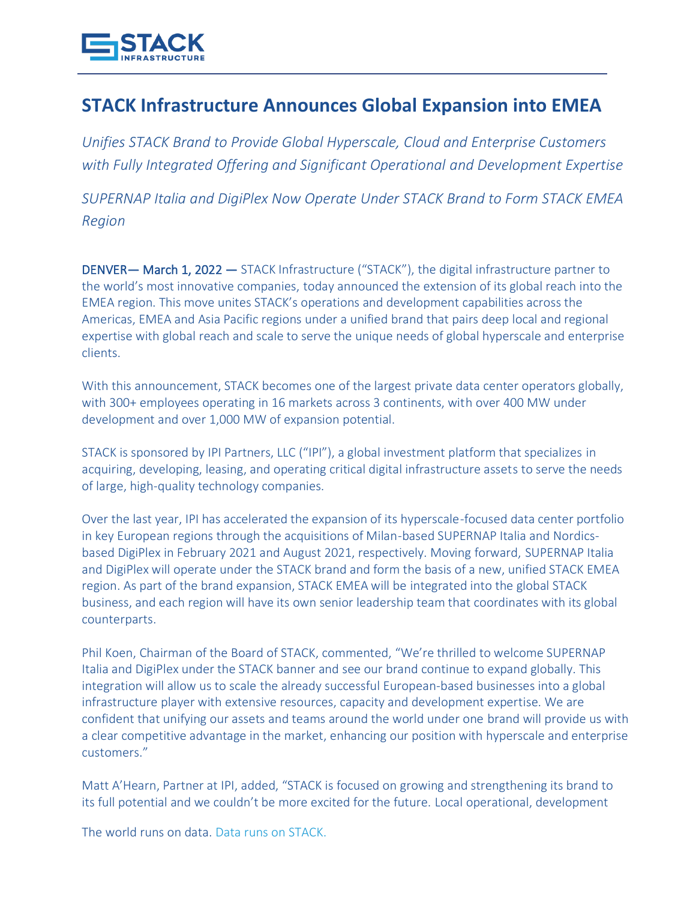# STACK Infrastructure Announces Global Expansion into EMEA

*Unifies STACK Brand to Provide Global Hyperscale, Cloud and Enterprise Customers with Fully Integrated Offering and Significant Operational and Development Expertise*

*SUPERNAP Italia and DigiPlex Now Operate Under STACK Brand to Form STACK EMEA Region*

DENVER— March 1, 2022 — STACK Infrastructure ("STACK"), the digital infrastructure partner to the world's most innovative companies, today announced the extension of its global reach into the EMEA region. This move unites STACK's operations and development capabilities across the Americas, EMEA and Asia Pacific regions under a unified brand that pairs deep local and regional expertise with global reach and scale to serve the unique needs of global hyperscale and enterprise clients.

With this announcement, STACK becomes one of the largest private data center operators globally, with 300+ employees operating in 16 markets across 3 continents, with over 400 MW under development and over 1,000 MW of expansion potential.

STACK is sponsored by IPI Partners, LLC ("IPI"), a global investment platform that specializes in acquiring, developing, leasing, and operating critical digital infrastructure assets to serve the needs of large, high-quality technology companies.

Over the last year, IPI has accelerated the expansion of its hyperscale-focused data center portfolio in key European regions through the acquisitions of Milan-based SUPERNAP Italia and Nordics-based DigiPlex in February 2021 and August 2021, respectively. Moving forward, SUPERNAP Italia and DigiPlex will operate under the STACK brand and form the basis of a new, unified STACK EMEA region. As part of the brand expansion, STACK EMEA will be integrated into the global STACK business, and each region will have its own senior leadership team that coordinates with its global counterparts.

Phil Koen, Chairman of the Board of STACK, commented, "We're thrilled to welcome SUPERNAP Italia and DigiPlex under the STACK banner and see our brand continue to expand globally. This integration will allow us to scale the already successful European-based businesses into a global infrastructure player with extensive resources, capacity and development expertise. We are confident that unifying our assets and teams around the world under one brand will provide us with a clear competitive advantage in the market, enhancing our position with hyperscale and enterprise customers."

Matt A'Hearn, Partner at IPI, added, "STACK is focused on growing and strengthening its brand to its full potential and we couldn't be more excited for the future. Local operational, development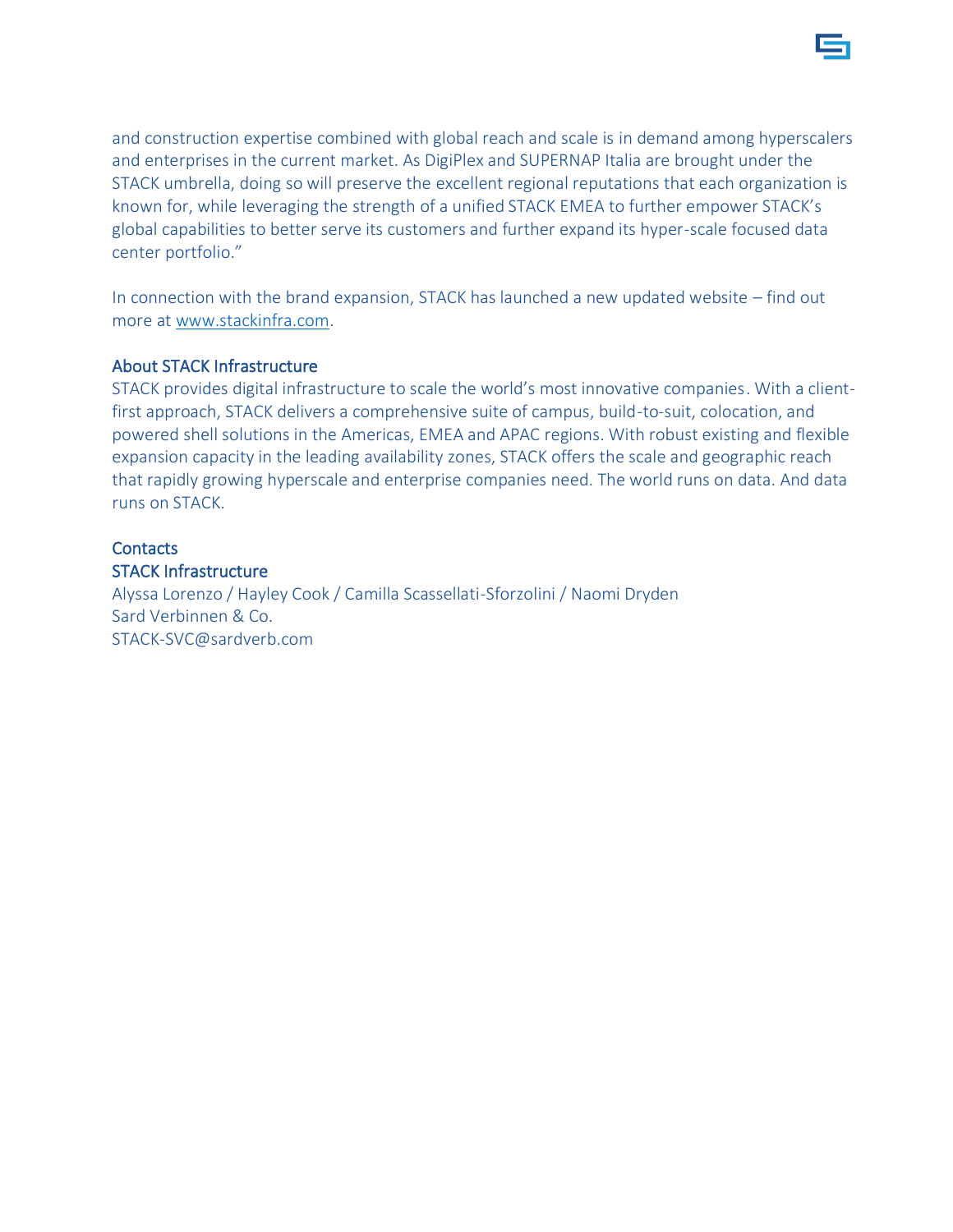and construction expertise combined with global reach and scale is in demand among hyperscalers and enterprises in the current market. As DigiPlex and SUPERNAP Italia are brought under the STACK umbrella, doing so will preserve the excellent regional reputations that each organization is known for, while leveraging the strength of a unified STACK EMEA to further empower STACK's global capabilities to better serve its customers and further expand its hyper-scale focused data center portfolio."

In connection with the brand expansion, STACK has launched a new updated website – find out more at [www.stackinfra.com](http://www.stackinfra.com).

## About STACK Infrastructure

STACK provides digital infrastructure to scale the world's most innovative companies. With a client-first approach, STACK delivers a comprehensive suite of campus, build-to-suit, colocation, and powered shell solutions in the Americas, EMEA and APAC regions. With robust existing and flexible expansion capacity in the leading availability zones, STACK offers the scale and geographic reach that rapidly growing hyperscale and enterprise companies need. The world runs on data. And data runs on STACK.

## Contacts

### STACK Infrastructure

Alyssa Lorenzo / Hayley Cook / Camilla Scassellati-Sforzolini / Naomi Dryden
Sard Verbinnen & Co.
STACK-SVC@sardverb.com